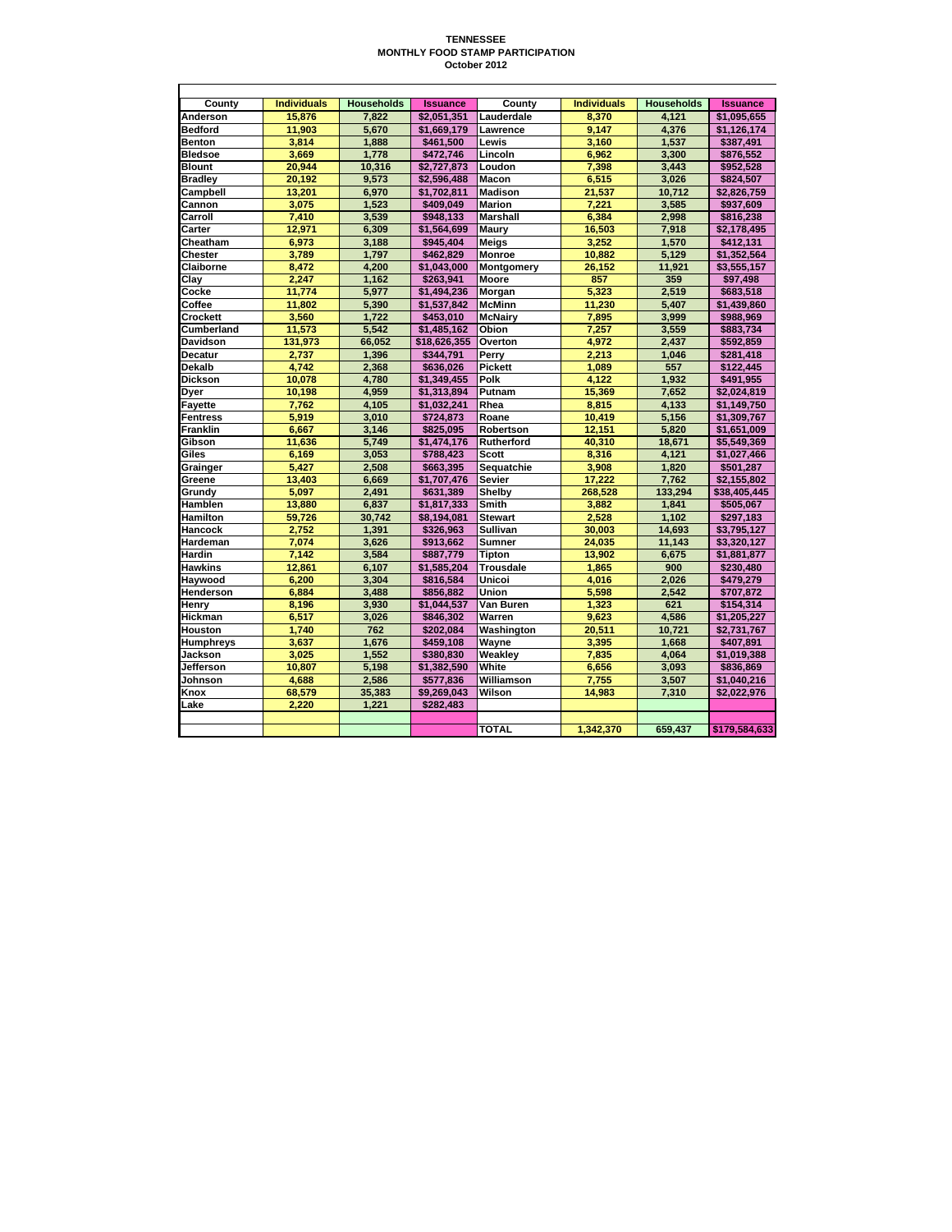# TENNESSEE
## MONTHLY FOOD STAMP PARTICIPATION
### October 2012

| County | Individuals | Households | Issuance | County | Individuals | Households | Issuance |
|---|---|---|---|---|---|---|---|
| Anderson | 15,876 | 7,822 | $2,051,351 | Lauderdale | 8,370 | 4,121 | $1,095,655 |
| Bedford | 11,903 | 5,670 | $1,669,179 | Lawrence | 9,147 | 4,376 | $1,126,174 |
| Benton | 3,814 | 1,888 | $461,500 | Lewis | 3,160 | 1,537 | $387,491 |
| Bledsoe | 3,669 | 1,778 | $472,746 | Lincoln | 6,962 | 3,300 | $876,552 |
| Blount | 20,944 | 10,316 | $2,727,873 | Loudon | 7,398 | 3,443 | $952,528 |
| Bradley | 20,192 | 9,573 | $2,596,488 | Macon | 6,515 | 3,026 | $824,507 |
| Campbell | 13,201 | 6,970 | $1,702,811 | Madison | 21,537 | 10,712 | $2,826,759 |
| Cannon | 3,075 | 1,523 | $409,049 | Marion | 7,221 | 3,585 | $937,609 |
| Carroll | 7,410 | 3,539 | $948,133 | Marshall | 6,384 | 2,998 | $816,238 |
| Carter | 12,971 | 6,309 | $1,564,699 | Maury | 16,503 | 7,918 | $2,178,495 |
| Cheatham | 6,973 | 3,188 | $945,404 | Meigs | 3,252 | 1,570 | $412,131 |
| Chester | 3,789 | 1,797 | $462,829 | Monroe | 10,882 | 5,129 | $1,352,564 |
| Claiborne | 8,472 | 4,200 | $1,043,000 | Montgomery | 26,152 | 11,921 | $3,555,157 |
| Clay | 2,247 | 1,162 | $263,941 | Moore | 857 | 359 | $97,498 |
| Cocke | 11,774 | 5,977 | $1,494,236 | Morgan | 5,323 | 2,519 | $683,518 |
| Coffee | 11,802 | 5,390 | $1,537,842 | McMinn | 11,230 | 5,407 | $1,439,860 |
| Crockett | 3,560 | 1,722 | $453,010 | McNairy | 7,895 | 3,999 | $988,969 |
| Cumberland | 11,573 | 5,542 | $1,485,162 | Obion | 7,257 | 3,559 | $883,734 |
| Davidson | 131,973 | 66,052 | $18,626,355 | Overton | 4,972 | 2,437 | $592,859 |
| Decatur | 2,737 | 1,396 | $344,791 | Perry | 2,213 | 1,046 | $281,418 |
| Dekalb | 4,742 | 2,368 | $636,026 | Pickett | 1,089 | 557 | $122,445 |
| Dickson | 10,078 | 4,780 | $1,349,455 | Polk | 4,122 | 1,932 | $491,955 |
| Dyer | 10,198 | 4,959 | $1,313,894 | Putnam | 15,369 | 7,652 | $2,024,819 |
| Fayette | 7,762 | 4,105 | $1,032,241 | Rhea | 8,815 | 4,133 | $1,149,750 |
| Fentress | 5,919 | 3,010 | $724,873 | Roane | 10,419 | 5,156 | $1,309,767 |
| Franklin | 6,667 | 3,146 | $825,095 | Robertson | 12,151 | 5,820 | $1,651,009 |
| Gibson | 11,636 | 5,749 | $1,474,176 | Rutherford | 40,310 | 18,671 | $5,549,369 |
| Giles | 6,169 | 3,053 | $788,423 | Scott | 8,316 | 4,121 | $1,027,466 |
| Grainger | 5,427 | 2,508 | $663,395 | Sequatchie | 3,908 | 1,820 | $501,287 |
| Greene | 13,403 | 6,669 | $1,707,476 | Sevier | 17,222 | 7,762 | $2,155,802 |
| Grundy | 5,097 | 2,491 | $631,389 | Shelby | 268,528 | 133,294 | $38,405,445 |
| Hamblen | 13,880 | 6,837 | $1,817,333 | Smith | 3,882 | 1,841 | $505,067 |
| Hamilton | 59,726 | 30,742 | $8,194,081 | Stewart | 2,528 | 1,102 | $297,183 |
| Hancock | 2,752 | 1,391 | $326,963 | Sullivan | 30,003 | 14,693 | $3,795,127 |
| Hardeman | 7,074 | 3,626 | $913,662 | Sumner | 24,035 | 11,143 | $3,320,127 |
| Hardin | 7,142 | 3,584 | $887,779 | Tipton | 13,902 | 6,675 | $1,881,877 |
| Hawkins | 12,861 | 6,107 | $1,585,204 | Trousdale | 1,865 | 900 | $230,480 |
| Haywood | 6,200 | 3,304 | $816,584 | Unicoi | 4,016 | 2,026 | $479,279 |
| Henderson | 6,884 | 3,488 | $856,882 | Union | 5,598 | 2,542 | $707,872 |
| Henry | 8,196 | 3,930 | $1,044,537 | Van Buren | 1,323 | 621 | $154,314 |
| Hickman | 6,517 | 3,026 | $846,302 | Warren | 9,623 | 4,586 | $1,205,227 |
| Houston | 1,740 | 762 | $202,084 | Washington | 20,511 | 10,721 | $2,731,767 |
| Humphreys | 3,637 | 1,676 | $459,108 | Wayne | 3,395 | 1,668 | $407,891 |
| Jackson | 3,025 | 1,552 | $380,830 | Weakley | 7,835 | 4,064 | $1,019,388 |
| Jefferson | 10,807 | 5,198 | $1,382,590 | White | 6,656 | 3,093 | $836,869 |
| Johnson | 4,688 | 2,586 | $577,836 | Williamson | 7,755 | 3,507 | $1,040,216 |
| Knox | 68,579 | 35,383 | $9,269,043 | Wilson | 14,983 | 7,310 | $2,022,976 |
| Lake | 2,220 | 1,221 | $282,483 | | | | |
| | | | | | | | |
| | | | | TOTAL | 1,342,370 | 659,437 | $179,584,633 |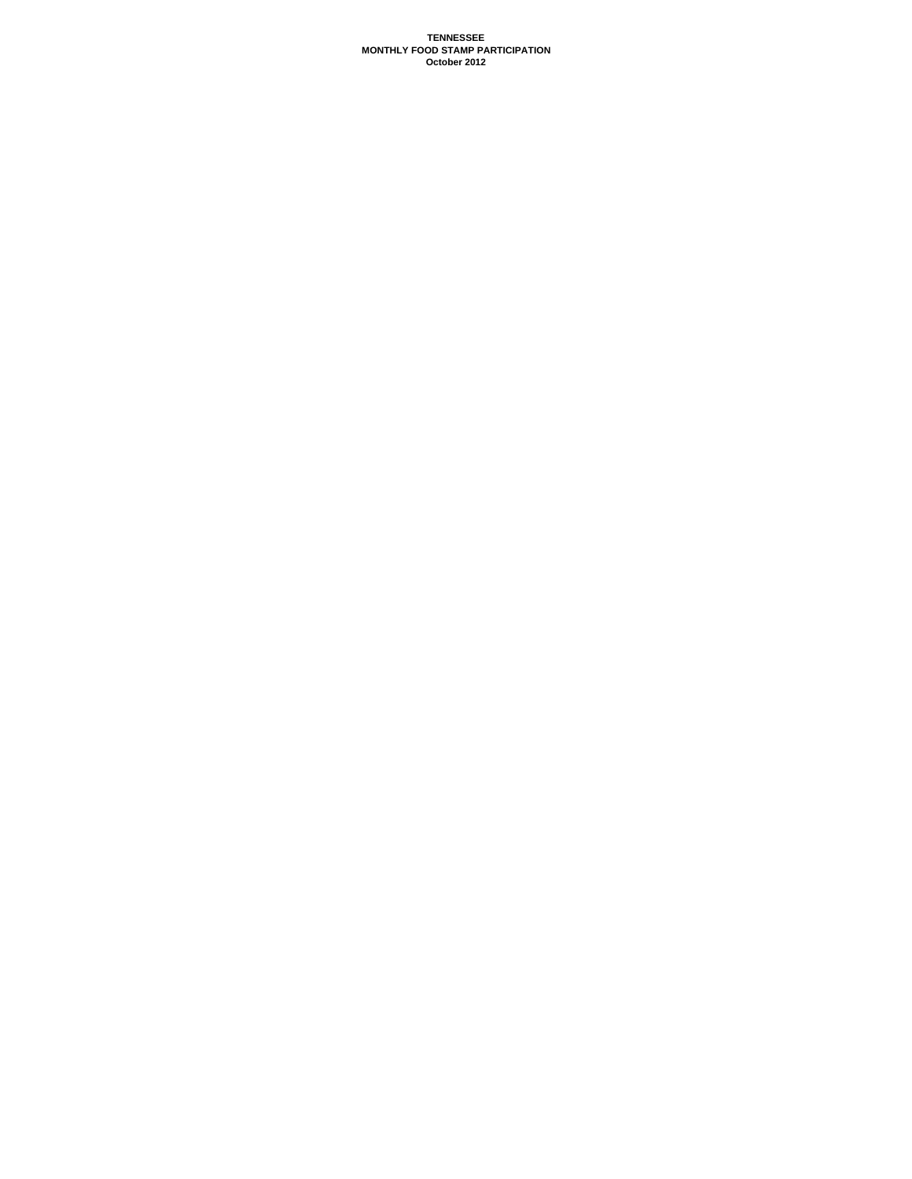**TENNESSEE**
**MONTHLY FOOD STAMP PARTICIPATION**
**October 2012**